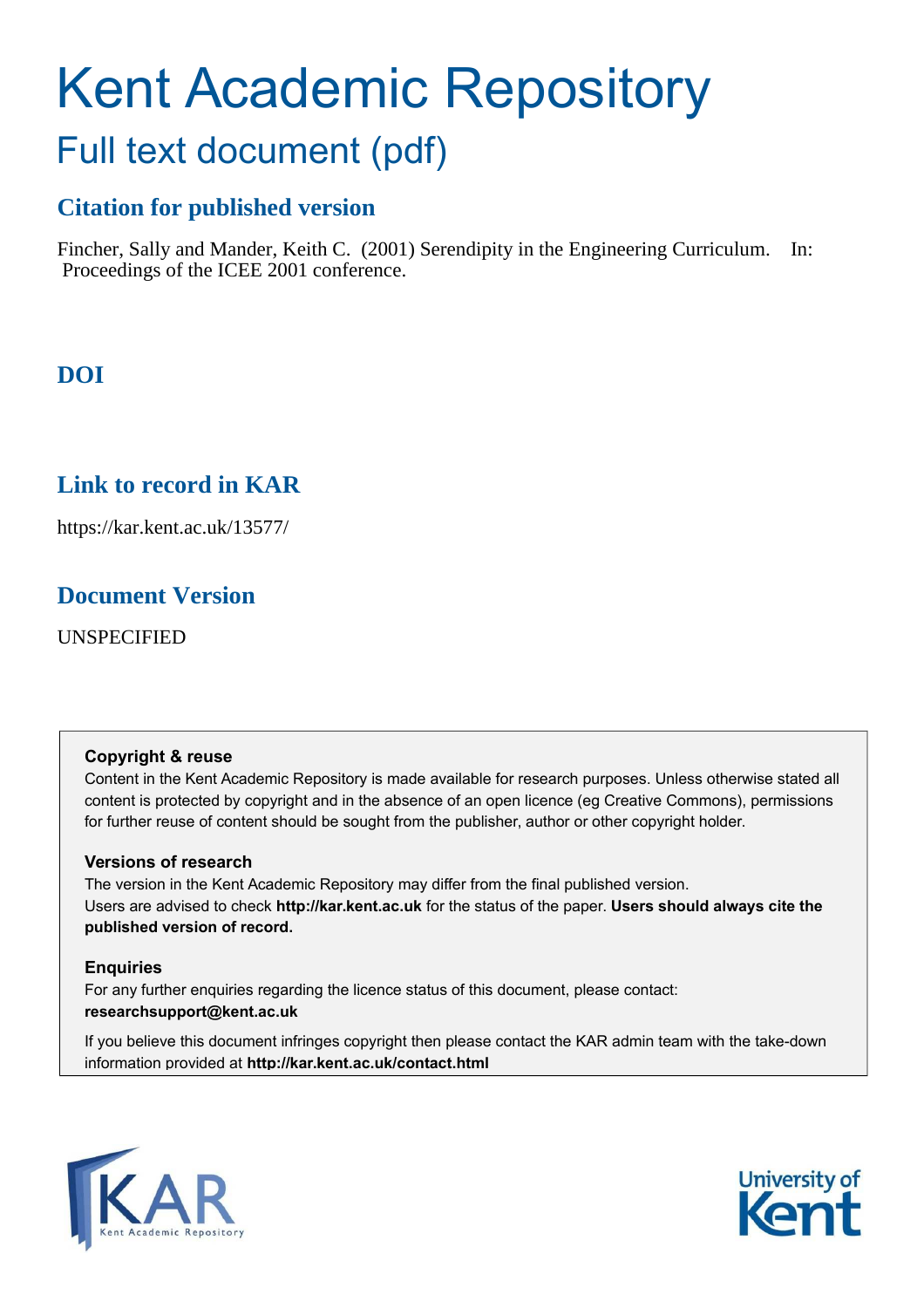# Kent Academic Repository

## Full text document (pdf)

## Citation for published version

Fincher, Sally and Mander, Keith C. (2001) Serendipity in the Engineering Curriculum. In: Proceedings of the ICEE 2001 conference.

## DOI

## Link to record in KAR

https://kar.kent.ac.uk/13577/

## Document Version

UNSPECIFIED

**Copyright & reuse**

Content in the Kent Academic Repository is made available for research purposes. Unless otherwise stated all content is protected by copyright and in the absence of an open licence (eg Creative Commons), permissions for further reuse of content should be sought from the publisher, author or other copyright holder.

**Versions of research**

The version in the Kent Academic Repository may differ from the final published version. Users are advised to check **http://kar.kent.ac.uk** for the status of the paper. **Users should always cite the published version of record.**

**Enquiries**

For any further enquiries regarding the licence status of this document, please contact: **researchsupport@kent.ac.uk**

If you believe this document infringes copyright then please contact the KAR admin team with the take-down information provided at **http://kar.kent.ac.uk/contact.html**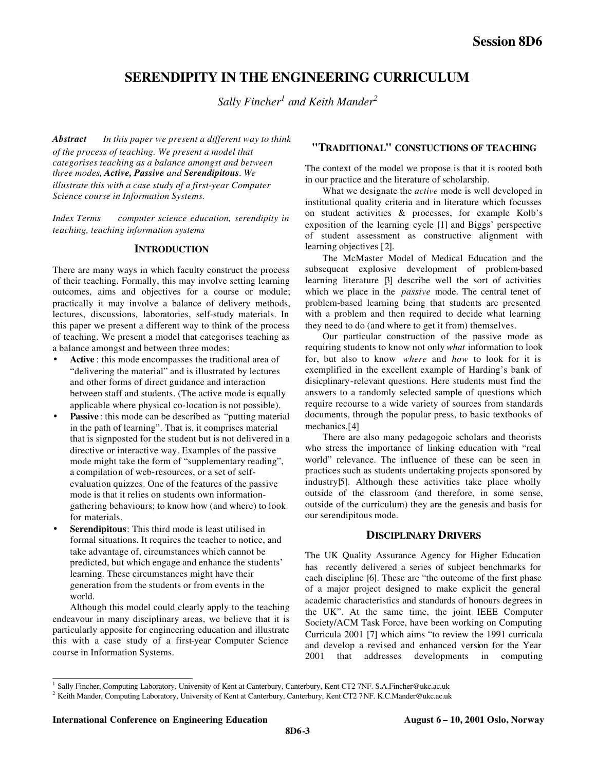# SERENDIPITY IN THE ENGINEERING CURRICULUM

*Sally Fincher[1] and Keith Mander[2]*

***Abstract*** *In this paper we present a different way to think of the process of teaching. We present a model that categorises teaching as a balance amongst and between three modes,* ***Active, Passive*** *and* ***Serendipitous****. We illustrate this with a case study of a first-year Computer Science course in Information Systems.*

*Index Terms computer science education, serendipity in teaching, teaching information systems*

## INTRODUCTION

There are many ways in which faculty construct the process of their teaching. Formally, this may involve setting learning outcomes, aims and objectives for a course or module; practically it may involve a balance of delivery methods, lectures, discussions, laboratories, self-study materials. In this paper we present a different way to think of the process of teaching. We present a model that categorises teaching as a balance amongst and between three modes:

- **Active** : this mode encompasses the traditional area of "delivering the material" and is illustrated by lectures and other forms of direct guidance and interaction between staff and students. (The active mode is equally applicable where physical co-location is not possible).
- **Passive** : this mode can be described as "putting material in the path of learning". That is, it comprises material that is signposted for the student but is not delivered in a directive or interactive way. Examples of the passive mode might take the form of "supplementary reading", a compilation of web-resources, or a set of self-evaluation quizzes. One of the features of the passive mode is that it relies on students own information-gathering behaviours; to know how (and where) to look for materials.
- **Serendipitous**: This third mode is least utilised in formal situations. It requires the teacher to notice, and take advantage of, circumstances which cannot be predicted, but which engage and enhance the students' learning. These circumstances might have their generation from the students or from events in the world.

Although this model could clearly apply to the teaching endeavour in many disciplinary areas, we believe that it is particularly apposite for engineering education and illustrate this with a case study of a first-year Computer Science course in Information Systems.

## "TRADITIONAL" CONSTUCTIONS OF TEACHING

The context of the model we propose is that it is rooted both in our practice and the literature of scholarship.

What we designate the *active* mode is well developed in institutional quality criteria and in literature which focusses on student activities & processes, for example Kolb's exposition of the learning cycle [1] and Biggs' perspective of student assessment as constructive alignment with learning objectives [2].

The McMaster Model of Medical Education and the subsequent explosive development of problem-based learning literature [3] describe well the sort of activities which we place in the *passive* mode. The central tenet of problem-based learning being that students are presented with a problem and then required to decide what learning they need to do (and where to get it from) themselves.

Our particular construction of the passive mode as requiring students to know not only *what* information to look for, but also to know *where* and *how* to look for it is exemplified in the excellent example of Harding's bank of disicplinary-relevant questions. Here students must find the answers to a randomly selected sample of questions which require recourse to a wide variety of sources from standards documents, through the popular press, to basic textbooks of mechanics.[4]

There are also many pedagogoic scholars and theorists who stress the importance of linking education with "real world" relevance. The influence of these can be seen in practices such as students undertaking projects sponsored by industry[5]. Although these activities take place wholly outside of the classroom (and therefore, in some sense, outside of the curriculum) they are the genesis and basis for our serendipitous mode.

## DISCIPLINARY DRIVERS

The UK Quality Assurance Agency for Higher Education has recently delivered a series of subject benchmarks for each discipline [6]. These are "the outcome of the first phase of a major project designed to make explicit the general academic characteristics and standards of honours degrees in the UK". At the same time, the joint IEEE Computer Society/ACM Task Force, have been working on Computing Curricula 2001 [7] which aims "to review the 1991 curricula and develop a revised and enhanced version for the Year 2001 that addresses developments in computing

---

[1] Sally Fincher, Computing Laboratory, University of Kent at Canterbury, Canterbury, Kent CT2 7NF. S.A.Fincher@ukc.ac.uk

[2] Keith Mander, Computing Laboratory, University of Kent at Canterbury, Canterbury, Kent CT2 7NF. K.C.Mander@ukc.ac.uk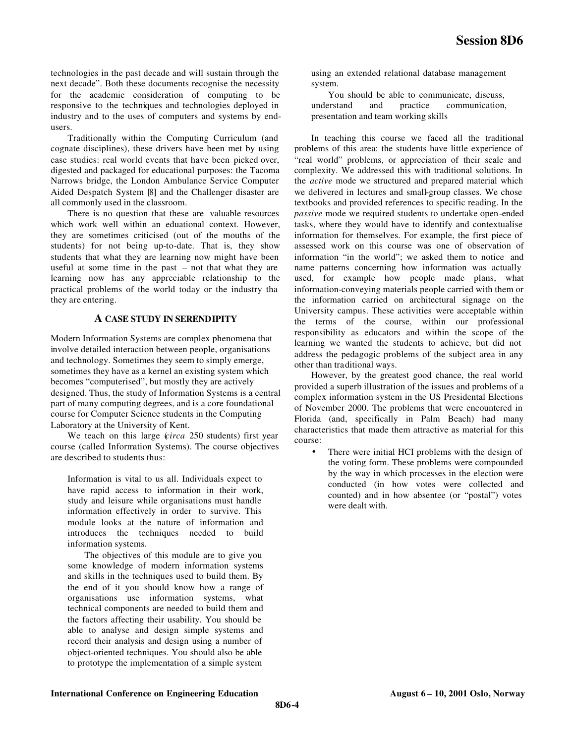technologies in the past decade and will sustain through the next decade". Both these documents recognise the necessity for the academic consideration of computing to be responsive to the techniques and technologies deployed in industry and to the uses of computers and systems by end-users.

Traditionally within the Computing Curriculum (and cognate disciplines), these drivers have been met by using case studies: real world events that have been picked over, digested and packaged for educational purposes: the Tacoma Narrows bridge, the London Ambulance Service Computer Aided Despatch System [8] and the Challenger disaster are all commonly used in the classroom.

There is no question that these are valuable resources which work well within an eduational context. However, they are sometimes criticised (out of the mouths of the students) for not being up-to-date. That is, they show students that what they are learning now might have been useful at some time in the past – not that what they are learning now has any appreciable relationship to the practical problems of the world today or the industry tha they are entering.

## A CASE STUDY IN SERENDIPITY

Modern Information Systems are complex phenomena that involve detailed interaction between people, organisations and technology. Sometimes they seem to simply emerge, sometimes they have as a kernel an existing system which becomes "computerised", but mostly they are actively designed. Thus, the study of Information Systems is a central part of many computing degrees, and is a core foundational course for Computer Science students in the Computing Laboratory at the University of Kent.

We teach on this large (*circa* 250 students) first year course (called Information Systems). The course objectives are described to students thus:

> Information is vital to us all. Individuals expect to have rapid access to information in their work, study and leisure while organisations must handle information effectively in order to survive. This module looks at the nature of information and introduces the techniques needed to build information systems.
>
> The objectives of this module are to give you some knowledge of modern information systems and skills in the techniques used to build them. By the end of it you should know how a range of organisations use information systems, what technical components are needed to build them and the factors affecting their usability. You should be able to analyse and design simple systems and record their analysis and design using a number of object-oriented techniques. You should also be able to prototype the implementation of a simple system using an extended relational database management system.
>
> You should be able to communicate, discuss, understand and practice communication, presentation and team working skills

In teaching this course we faced all the traditional problems of this area: the students have little experience of "real world" problems, or appreciation of their scale and complexity. We addressed this with traditional solutions. In the *active* mode we structured and prepared material which we delivered in lectures and small-group classes. We chose textbooks and provided references to specific reading. In the *passive* mode we required students to undertake open-ended tasks, where they would have to identify and contextualise information for themselves. For example, the first piece of assessed work on this course was one of observation of information "in the world"; we asked them to notice and name patterns concerning how information was actually used, for example how people made plans, what information-conveying materials people carried with them or the information carried on architectural signage on the University campus. These activities were acceptable within the terms of the course, within our professional responsibility as educators and within the scope of the learning we wanted the students to achieve, but did not address the pedagogic problems of the subject area in any other than traditional ways.

However, by the greatest good chance, the real world provided a superb illustration of the issues and problems of a complex information system in the US Presidental Elections of November 2000. The problems that were encountered in Florida (and, specifically in Palm Beach) had many characteristics that made them attractive as material for this course:

- There were initial HCI problems with the design of the voting form. These problems were compounded by the way in which processes in the election were conducted (in how votes were collected and counted) and in how absentee (or "postal") votes were dealt with.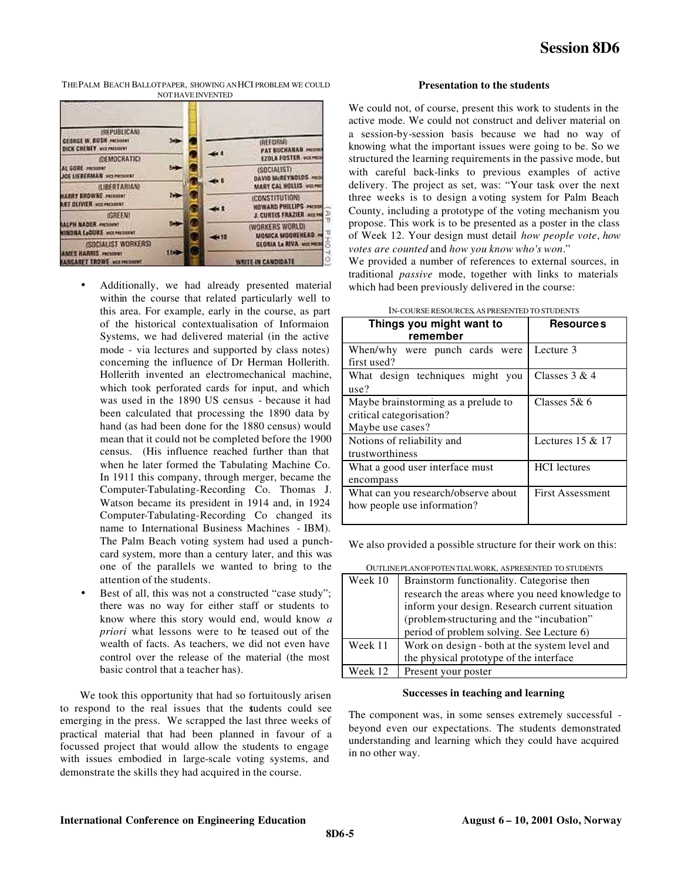THE PALM BEACH BALLOT PAPER, SHOWING AN HCI PROBLEM WE COULD NOT HAVE INVENTED

- Additionally, we had already presented material within the course that related particularly well to this area. For example, early in the course, as part of the historical contextualisation of Informaion Systems, we had delivered material (in the active mode - via lectures and supported by class notes) concerning the influence of Dr Herman Hollerith. Hollerith invented an electromechanical machine, which took perforated cards for input, and which was used in the 1890 US census - because it had been calculated that processing the 1890 data by hand (as had been done for the 1880 census) would mean that it could not be completed before the 1900 census. (His influence reached further than that when he later formed the Tabulating Machine Co. In 1911 this company, through merger, became the Computer-Tabulating-Recording Co. Thomas J. Watson became its president in 1914 and, in 1924 Computer-Tabulating-Recording Co changed its name to International Business Machines - IBM). The Palm Beach voting system had used a punch-card system, more than a century later, and this was one of the parallels we wanted to bring to the attention of the students.
- Best of all, this was not a constructed "case study"; there was no way for either staff or students to know where this story would end, would know *a priori* what lessons were to be teased out of the wealth of facts. As teachers, we did not even have control over the release of the material (the most basic control that a teacher has).

We took this opportunity that had so fortuitously arisen to respond to the real issues that the students could see emerging in the press. We scrapped the last three weeks of practical material that had been planned in favour of a focussed project that would allow the students to engage with issues embodied in large-scale voting systems, and demonstrate the skills they had acquired in the course.

#### Presentation to the students

We could not, of course, present this work to students in the active mode. We could not construct and deliver material on a session-by-session basis because we had no way of knowing what the important issues were going to be. So we structured the learning requirements in the passive mode, but with careful back-links to previous examples of active delivery. The project as set, was: "Your task over the next three weeks is to design a voting system for Palm Beach County, including a prototype of the voting mechanism you propose. This work is to be presented as a poster in the class of Week 12. Your design must detail *how people vote*, *how votes are counted* and *how you know who's won*."
We provided a number of references to external sources, in traditional *passive* mode, together with links to materials which had been previously delivered in the course:

IN-COURSE RESOURCES, AS PRESENTED TO STUDENTS

| Things you might want to remember | Resources |
|---|---|
| When/why were punch cards were first used? | Lecture 3 |
| What design techniques might you use? | Classes 3 & 4 |
| Maybe brainstorming as a prelude to critical categorisation? Maybe use cases? | Classes 5& 6 |
| Notions of reliability and trustworthiness | Lectures 15 & 17 |
| What a good user interface must encompass | HCI lectures |
| What can you research/observe about how people use information? | First Assessment |

We also provided a possible structure for their work on this:

OUTLINE PLAN OF POTENTIAL WORK, AS PRESENTED TO STUDENTS

| | |
|---|---|
| Week 10 | Brainstorm functionality. Categorise then research the areas where you need knowledge to inform your design. Research current situation (problem-structuring and the "incubation" period of problem solving. See Lecture 6) |
| Week 11 | Work on design - both at the system level and the physical prototype of the interface |
| Week 12 | Present your poster |

#### Successes in teaching and learning

The component was, in some senses extremely successful - beyond even our expectations. The students demonstrated understanding and learning which they could have acquired in no other way.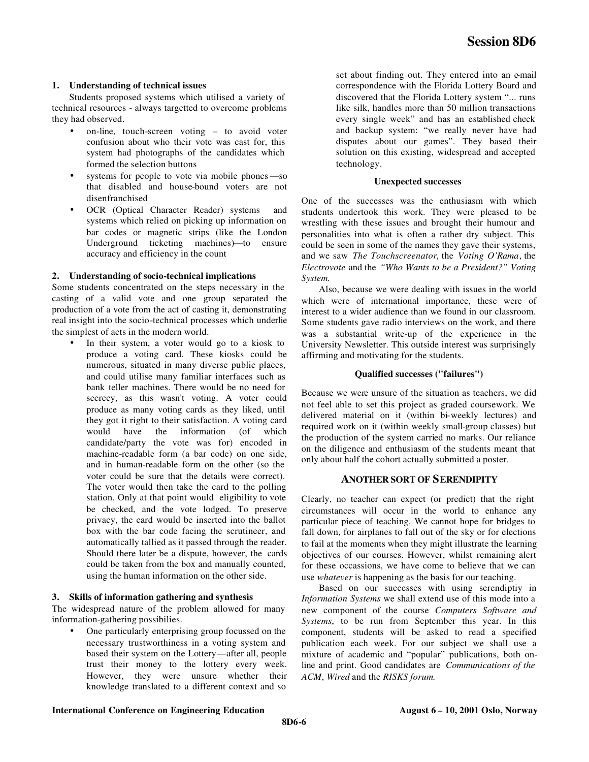### 1. Understanding of technical issues

Students proposed systems which utilised a variety of technical resources - always targetted to overcome problems they had observed.

- on-line, touch-screen voting – to avoid voter confusion about who their vote was cast for, this system had photographs of the candidates which formed the selection buttons
- systems for people to vote via mobile phones—so that disabled and house-bound voters are not disenfranchised
- OCR (Optical Character Reader) systems and systems which relied on picking up information on bar codes or magnetic strips (like the London Underground ticketing machines)—to ensure accuracy and efficiency in the count

### 2. Understanding of socio-technical implications

Some students concentrated on the steps necessary in the casting of a valid vote and one group separated the production of a vote from the act of casting it, demonstrating real insight into the socio-technical processes which underlie the simplest of acts in the modern world.

- In their system, a voter would go to a kiosk to produce a voting card. These kiosks could be numerous, situated in many diverse public places, and could utilise many familiar interfaces such as bank teller machines. There would be no need for secrecy, as this wasn't voting. A voter could produce as many voting cards as they liked, until they got it right to their satisfaction. A voting card would have the information (of which candidate/party the vote was for) encoded in machine-readable form (a bar code) on one side, and in human-readable form on the other (so the voter could be sure that the details were correct). The voter would then take the card to the polling station. Only at that point would eligibility to vote be checked, and the vote lodged. To preserve privacy, the card would be inserted into the ballot box with the bar code facing the scrutineer, and automatically tallied as it passed through the reader. Should there later be a dispute, however, the cards could be taken from the box and manually counted, using the human information on the other side.

### 3. Skills of information gathering and synthesis

The widespread nature of the problem allowed for many information-gathering possibilies.

- One particularly enterprising group focussed on the necessary trustworthiness in a voting system and based their system on the Lottery—after all, people trust their money to the lottery every week. However, they were unsure whether their knowledge translated to a different context and so set about finding out. They entered into an e-mail correspondence with the Florida Lottery Board and discovered that the Florida Lottery system "... runs like silk, handles more than 50 million transactions every single week" and has an established check and backup system: "we really never have had disputes about our games". They based their solution on this existing, widespread and accepted technology.

#### Unexpected successes

One of the successes was the enthusiasm with which students undertook this work. They were pleased to be wrestling with these issues and brought their humour and personalities into what is often a rather dry subject. This could be seen in some of the names they gave their systems, and we saw *The Touchscreenator*, the *Voting O'Rama*, the *Electrovote* and the *"Who Wants to be a President?" Voting System.*

Also, because we were dealing with issues in the world which were of international importance, these were of interest to a wider audience than we found in our classroom. Some students gave radio interviews on the work, and there was a substantial write-up of the experience in the University Newsletter. This outside interest was surprisingly affirming and motivating for the students.

#### Qualified successes ("failures")

Because we were unsure of the situation as teachers, we did not feel able to set this project as graded coursework. We delivered material on it (within bi-weekly lectures) and required work on it (within weekly small-group classes) but the production of the system carried no marks. Our reliance on the diligence and enthusiasm of the students meant that only about half the cohort actually submitted a poster.

## ANOTHER SORT OF SERENDIPITY

Clearly, no teacher can expect (or predict) that the right circumstances will occur in the world to enhance any particular piece of teaching. We cannot hope for bridges to fall down, for airplanes to fall out of the sky or for elections to fail at the moments when they might illustrate the learning objectives of our courses. However, whilst remaining alert for these occassions, we have come to believe that we can use *whatever* is happening as the basis for our teaching.

Based on our successes with using serendiptiy in *Information Systems* we shall extend use of this mode into a new component of the course *Computers Software and Systems*, to be run from September this year. In this component, students will be asked to read a specified publication each week. For our subject we shall use a mixture of academic and "popular" publications, both on-line and print. Good candidates are *Communications of the ACM*, *Wired* and the *RISKS forum*.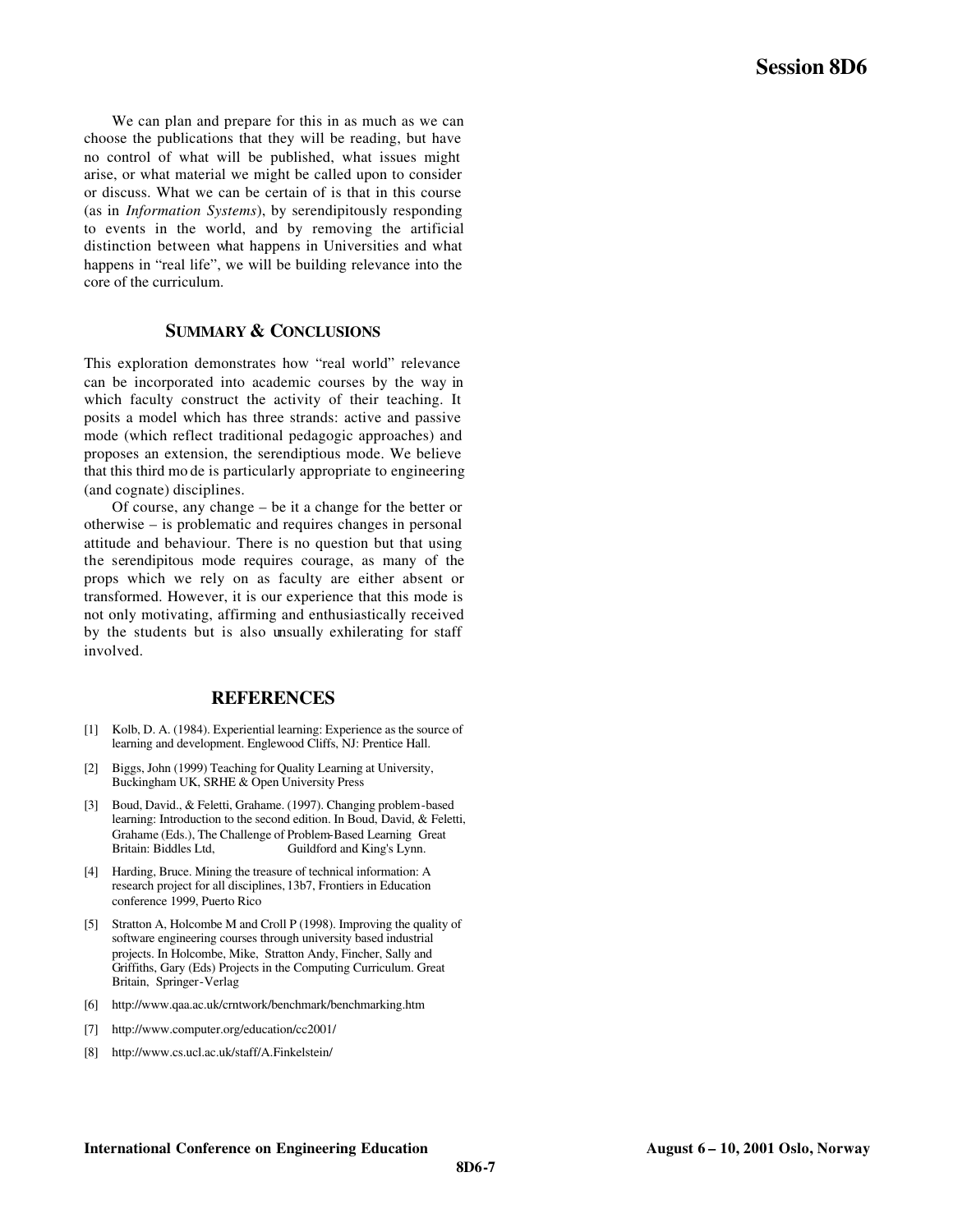We can plan and prepare for this in as much as we can choose the publications that they will be reading, but have no control of what will be published, what issues might arise, or what material we might be called upon to consider or discuss. What we can be certain of is that in this course (as in *Information Systems*), by serendipitously responding to events in the world, and by removing the artificial distinction between what happens in Universities and what happens in "real life", we will be building relevance into the core of the curriculum.

## SUMMARY & CONCLUSIONS

This exploration demonstrates how "real world" relevance can be incorporated into academic courses by the way in which faculty construct the activity of their teaching. It posits a model which has three strands: active and passive mode (which reflect traditional pedagogic approaches) and proposes an extension, the serendiptious mode. We believe that this third mo de is particularly appropriate to engineering (and cognate) disciplines.

Of course, any change – be it a change for the better or otherwise – is problematic and requires changes in personal attitude and behaviour. There is no question but that using the serendipitous mode requires courage, as many of the props which we rely on as faculty are either absent or transformed. However, it is our experience that this mode is not only motivating, affirming and enthusiastically received by the students but is also unsually exhilerating for staff involved.

## REFERENCES

[1] Kolb, D. A. (1984). Experiential learning: Experience as the source of learning and development. Englewood Cliffs, NJ: Prentice Hall.

[2] Biggs, John (1999) Teaching for Quality Learning at University, Buckingham UK, SRHE & Open University Press

[3] Boud, David., & Feletti, Grahame. (1997). Changing problem-based learning: Introduction to the second edition. In Boud, David, & Feletti, Grahame (Eds.), The Challenge of Problem-Based Learning Great Britain: Biddles Ltd, Guildford and King's Lynn.

[4] Harding, Bruce. Mining the treasure of technical information: A research project for all disciplines, 13b7, Frontiers in Education conference 1999, Puerto Rico

[5] Stratton A, Holcombe M and Croll P (1998). Improving the quality of software engineering courses through university based industrial projects. In Holcombe, Mike, Stratton Andy, Fincher, Sally and Griffiths, Gary (Eds) Projects in the Computing Curriculum. Great Britain, Springer-Verlag

[6] http://www.qaa.ac.uk/crntwork/benchmark/benchmarking.htm

[7] http://www.computer.org/education/cc2001/

[8] http://www.cs.ucl.ac.uk/staff/A.Finkelstein/